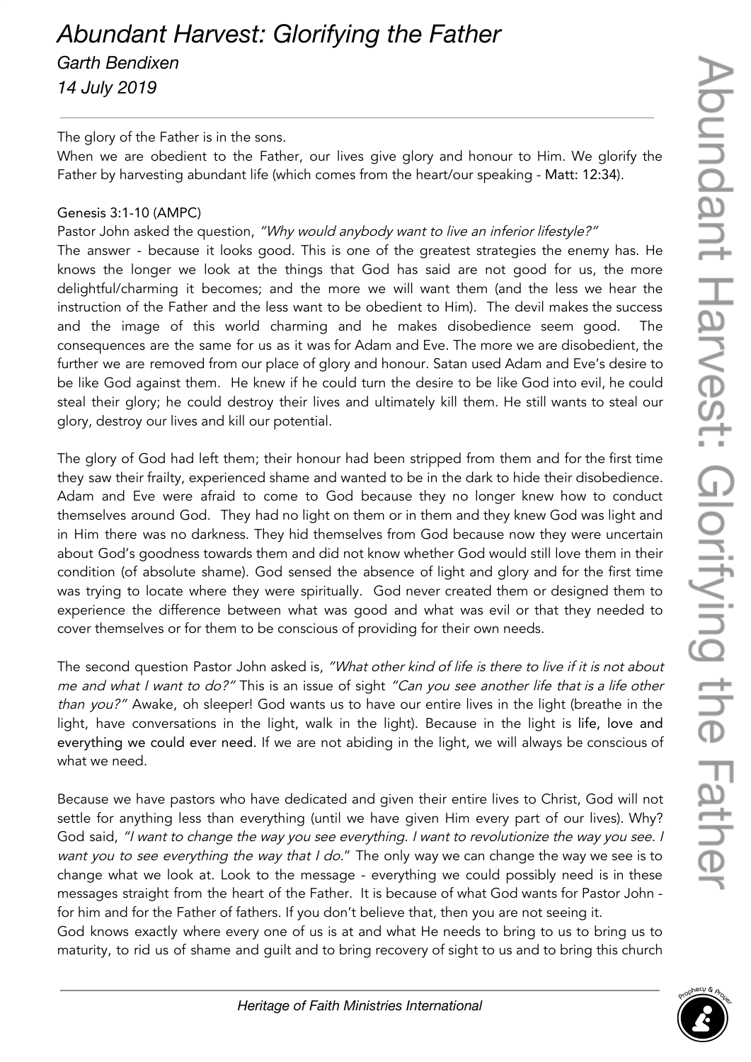# *Abundant Harvest: Glorifying the Father*

*Garth Bendixen*

*14 July 2019*

---

The glory of the Father is in the sons.

When we are obedient to the Father, our lives give glory and honour to Him. We glorify the Father by harvesting abundant life (which comes from the heart/our speaking - Matt: 12:34).

Genesis 3:1-10 (AMPC)

Pastor John asked the question, *"Why would anybody want to live an inferior lifestyle?"*

The answer - because it looks good. This is one of the greatest strategies the enemy has. He knows the longer we look at the things that God has said are not good for us, the more delightful/charming it becomes; and the more we will want them (and the less we hear the instruction of the Father and the less want to be obedient to Him). The devil makes the success and the image of this world charming and he makes disobedience seem good. The consequences are the same for us as it was for Adam and Eve. The more we are disobedient, the further we are removed from our place of glory and honour. Satan used Adam and Eve's desire to be like God against them. He knew if he could turn the desire to be like God into evil, he could steal their glory; he could destroy their lives and ultimately kill them. He still wants to steal our glory, destroy our lives and kill our potential.

The glory of God had left them; their honour had been stripped from them and for the first time they saw their frailty, experienced shame and wanted to be in the dark to hide their disobedience. Adam and Eve were afraid to come to God because they no longer knew how to conduct themselves around God. They had no light on them or in them and they knew God was light and in Him there was no darkness. They hid themselves from God because now they were uncertain about God's goodness towards them and did not know whether God would still love them in their condition (of absolute shame). God sensed the absence of light and glory and for the first time was trying to locate where they were spiritually. God never created them or designed them to experience the difference between what was good and what was evil or that they needed to cover themselves or for them to be conscious of providing for their own needs.

The second question Pastor John asked is, *"What other kind of life is there to live if it is not about me and what I want to do?"* This is an issue of sight *"Can you see another life that is a life other than you?"* Awake, oh sleeper! God wants us to have our entire lives in the light (breathe in the light, have conversations in the light, walk in the light). Because in the light is life, love and everything we could ever need. If we are not abiding in the light, we will always be conscious of what we need.

Because we have pastors who have dedicated and given their entire lives to Christ, God will not settle for anything less than everything (until we have given Him every part of our lives). Why? God said, *"I want to change the way you see everything. I want to revolutionize the way you see. I want you to see everything the way that I do."* The only way we can change the way we see is to change what we look at. Look to the message - everything we could possibly need is in these messages straight from the heart of the Father. It is because of what God wants for Pastor John - for him and for the Father of fathers. If you don't believe that, then you are not seeing it.

God knows exactly where every one of us is at and what He needs to bring to us to bring us to maturity, to rid us of shame and guilt and to bring recovery of sight to us and to bring this church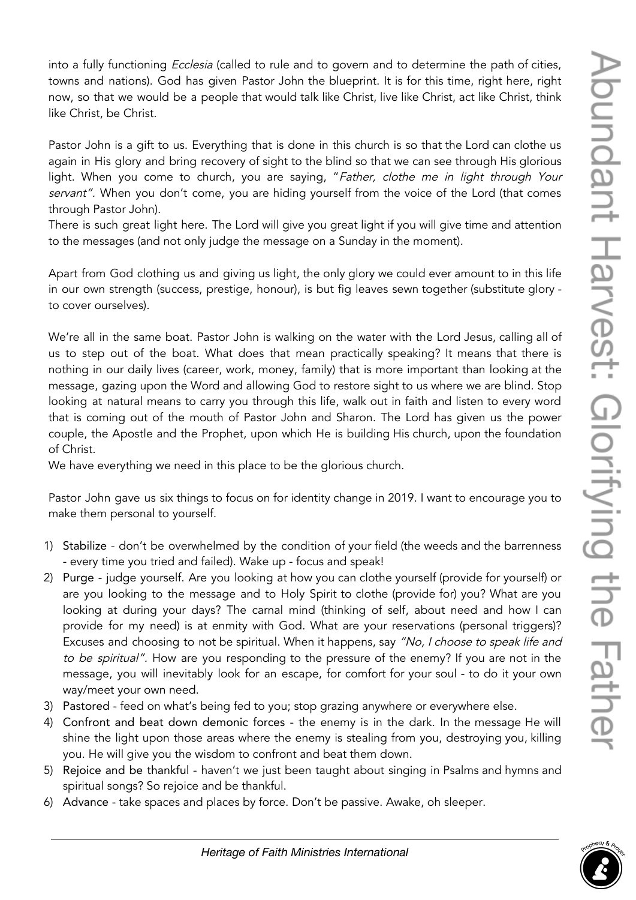into a fully functioning *Ecclesia* (called to rule and to govern and to determine the path of cities, towns and nations). God has given Pastor John the blueprint. It is for this time, right here, right now, so that we would be a people that would talk like Christ, live like Christ, act like Christ, think like Christ, be Christ.

Pastor John is a gift to us. Everything that is done in this church is so that the Lord can clothe us again in His glory and bring recovery of sight to the blind so that we can see through His glorious light. When you come to church, you are saying, "*Father, clothe me in light through Your servant".* When you don't come, you are hiding yourself from the voice of the Lord (that comes through Pastor John).
There is such great light here. The Lord will give you great light if you will give time and attention to the messages (and not only judge the message on a Sunday in the moment).

Apart from God clothing us and giving us light, the only glory we could ever amount to in this life in our own strength (success, prestige, honour), is but fig leaves sewn together (substitute glory - to cover ourselves).

We're all in the same boat. Pastor John is walking on the water with the Lord Jesus, calling all of us to step out of the boat. What does that mean practically speaking? It means that there is nothing in our daily lives (career, work, money, family) that is more important than looking at the message, gazing upon the Word and allowing God to restore sight to us where we are blind. Stop looking at natural means to carry you through this life, walk out in faith and listen to every word that is coming out of the mouth of Pastor John and Sharon. The Lord has given us the power couple, the Apostle and the Prophet, upon which He is building His church, upon the foundation of Christ.
We have everything we need in this place to be the glorious church.

Pastor John gave us six things to focus on for identity change in 2019. I want to encourage you to make them personal to yourself.

1) Stabilize - don't be overwhelmed by the condition of your field (the weeds and the barrenness - every time you tried and failed). Wake up - focus and speak!
2) Purge - judge yourself. Are you looking at how you can clothe yourself (provide for yourself) or are you looking to the message and to Holy Spirit to clothe (provide for) you? What are you looking at during your days? The carnal mind (thinking of self, about need and how I can provide for my need) is at enmity with God. What are your reservations (personal triggers)? Excuses and choosing to not be spiritual. When it happens, say *"No, I choose to speak life and to be spiritual".* How are you responding to the pressure of the enemy? If you are not in the message, you will inevitably look for an escape, for comfort for your soul - to do it your own way/meet your own need.
3) Pastored - feed on what's being fed to you; stop grazing anywhere or everywhere else.
4) Confront and beat down demonic forces - the enemy is in the dark. In the message He will shine the light upon those areas where the enemy is stealing from you, destroying you, killing you. He will give you the wisdom to confront and beat them down.
5) Rejoice and be thankful - haven't we just been taught about singing in Psalms and hymns and spiritual songs? So rejoice and be thankful.
6) Advance - take spaces and places by force. Don't be passive. Awake, oh sleeper.